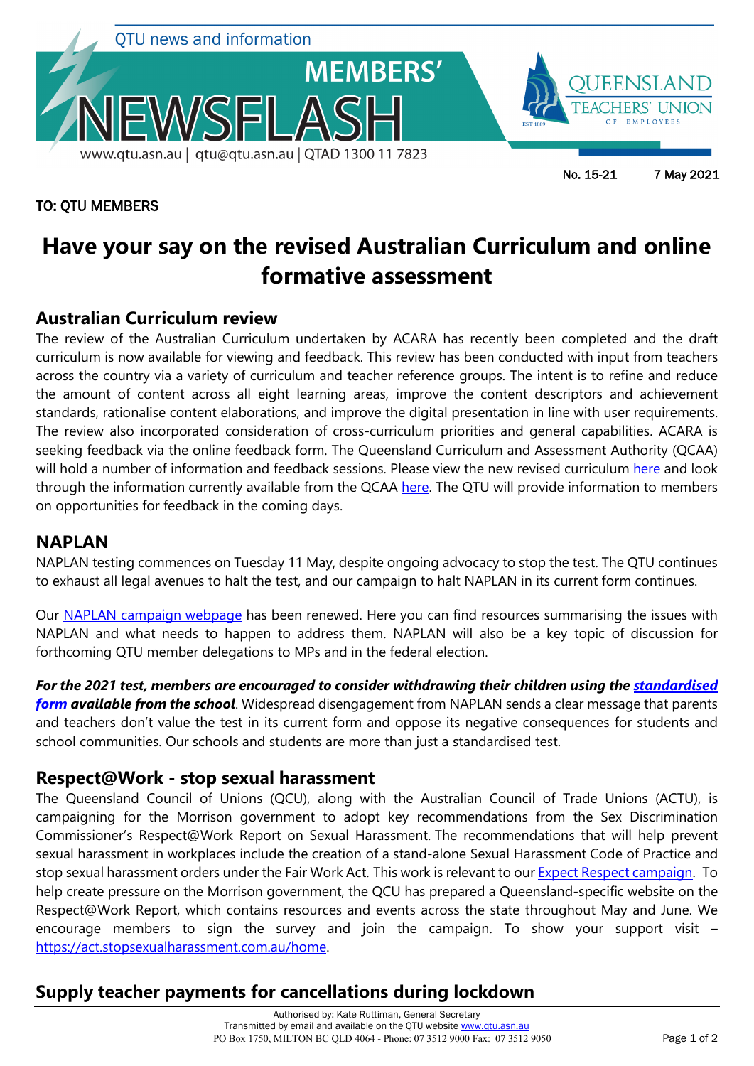QTU news and information

# MEMBERS' NEWSFLASH

www.qtu.asn.au | qtu@qtu.asn.au | QTAD 1300 11 7823

QUEENSLAND TEACHERS' UNION OF EMPLOYEES

No. 15-21 7 May 2021

TO: QTU MEMBERS

# Have your say on the revised Australian Curriculum and online formative assessment

## Australian Curriculum review

The review of the Australian Curriculum undertaken by ACARA has recently been completed and the draft curriculum is now available for viewing and feedback. This review has been conducted with input from teachers across the country via a variety of curriculum and teacher reference groups. The intent is to refine and reduce the amount of content across all eight learning areas, improve the content descriptors and achievement standards, rationalise content elaborations, and improve the digital presentation in line with user requirements. The review also incorporated consideration of cross-curriculum priorities and general capabilities. ACARA is seeking feedback via the online feedback form. The Queensland Curriculum and Assessment Authority (QCAA) will hold a number of information and feedback sessions. Please view the new revised curriculum here and look through the information currently available from the QCAA here. The QTU will provide information to members on opportunities for feedback in the coming days.

## NAPLAN

NAPLAN testing commences on Tuesday 11 May, despite ongoing advocacy to stop the test. The QTU continues to exhaust all legal avenues to halt the test, and our campaign to halt NAPLAN in its current form continues.

Our NAPLAN campaign webpage has been renewed. Here you can find resources summarising the issues with NAPLAN and what needs to happen to address them. NAPLAN will also be a key topic of discussion for forthcoming QTU member delegations to MPs and in the federal election.

***For the 2021 test, members are encouraged to consider withdrawing their children using the standardised form available from the school***. Widespread disengagement from NAPLAN sends a clear message that parents and teachers don't value the test in its current form and oppose its negative consequences for students and school communities. Our schools and students are more than just a standardised test.

## Respect@Work - stop sexual harassment

The Queensland Council of Unions (QCU), along with the Australian Council of Trade Unions (ACTU), is campaigning for the Morrison government to adopt key recommendations from the Sex Discrimination Commissioner's Respect@Work Report on Sexual Harassment. The recommendations that will help prevent sexual harassment in workplaces include the creation of a stand-alone Sexual Harassment Code of Practice and stop sexual harassment orders under the Fair Work Act. This work is relevant to our Expect Respect campaign. To help create pressure on the Morrison government, the QCU has prepared a Queensland-specific website on the Respect@Work Report, which contains resources and events across the state throughout May and June. We encourage members to sign the survey and join the campaign. To show your support visit – https://act.stopsexualharassment.com.au/home.

## Supply teacher payments for cancellations during lockdown

Authorised by: Kate Ruttiman, General Secretary
Transmitted by email and available on the QTU website www.qtu.asn.au
PO Box 1750, MILTON BC QLD 4064 - Phone: 07 3512 9000 Fax: 07 3512 9050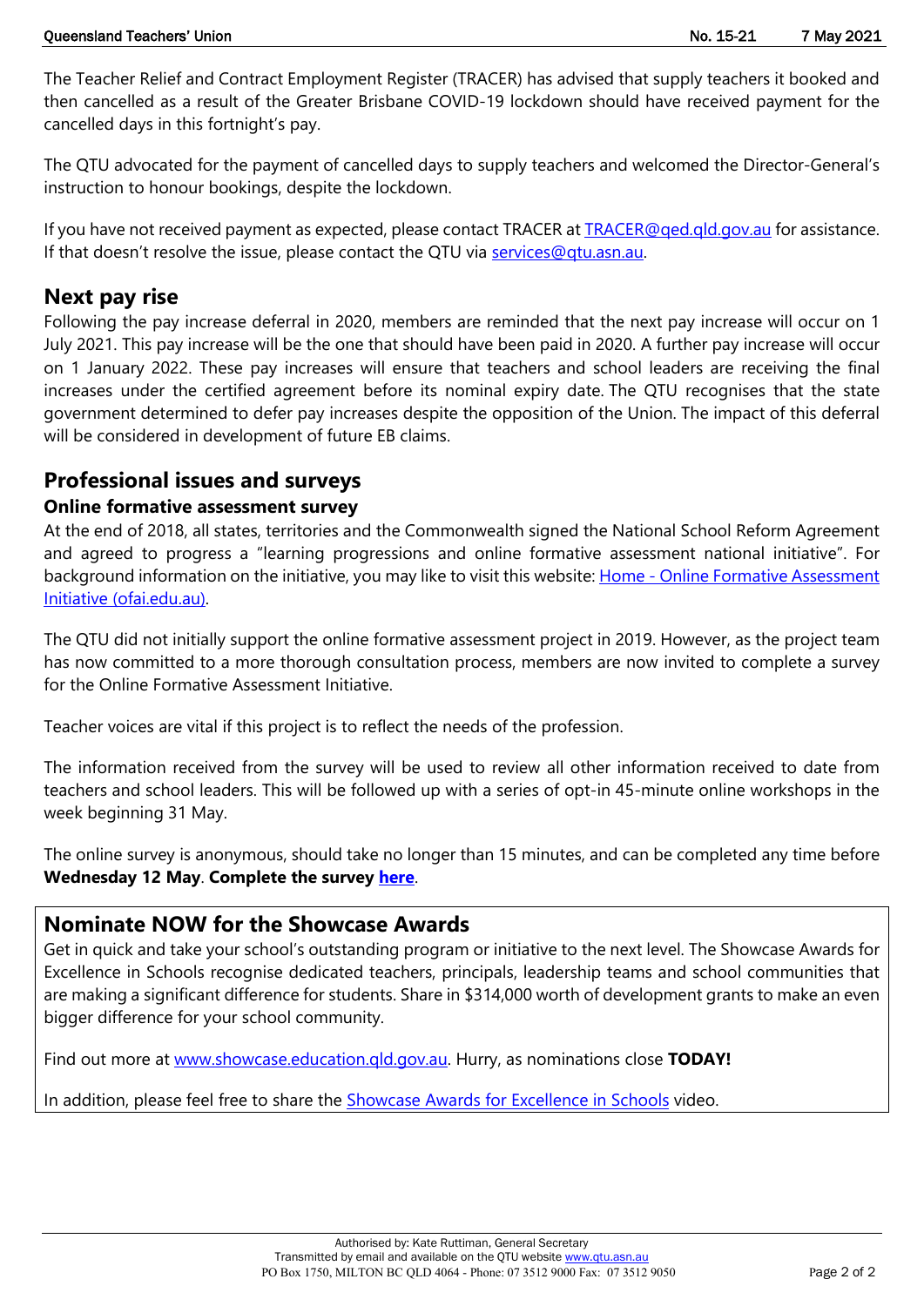The Teacher Relief and Contract Employment Register (TRACER) has advised that supply teachers it booked and then cancelled as a result of the Greater Brisbane COVID-19 lockdown should have received payment for the cancelled days in this fortnight's pay.

The QTU advocated for the payment of cancelled days to supply teachers and welcomed the Director-General's instruction to honour bookings, despite the lockdown.

If you have not received payment as expected, please contact TRACER at TRACER@qed.qld.gov.au for assistance. If that doesn't resolve the issue, please contact the QTU via services@qtu.asn.au.

## Next pay rise

Following the pay increase deferral in 2020, members are reminded that the next pay increase will occur on 1 July 2021. This pay increase will be the one that should have been paid in 2020. A further pay increase will occur on 1 January 2022. These pay increases will ensure that teachers and school leaders are receiving the final increases under the certified agreement before its nominal expiry date. The QTU recognises that the state government determined to defer pay increases despite the opposition of the Union. The impact of this deferral will be considered in development of future EB claims.

## Professional issues and surveys

### Online formative assessment survey

At the end of 2018, all states, territories and the Commonwealth signed the National School Reform Agreement and agreed to progress a "learning progressions and online formative assessment national initiative". For background information on the initiative, you may like to visit this website: Home - Online Formative Assessment Initiative (ofai.edu.au).

The QTU did not initially support the online formative assessment project in 2019. However, as the project team has now committed to a more thorough consultation process, members are now invited to complete a survey for the Online Formative Assessment Initiative.

Teacher voices are vital if this project is to reflect the needs of the profession.

The information received from the survey will be used to review all other information received to date from teachers and school leaders. This will be followed up with a series of opt-in 45-minute online workshops in the week beginning 31 May.

The online survey is anonymous, should take no longer than 15 minutes, and can be completed any time before **Wednesday 12 May**. **Complete the survey here**.

## Nominate NOW for the Showcase Awards

Get in quick and take your school's outstanding program or initiative to the next level. The Showcase Awards for Excellence in Schools recognise dedicated teachers, principals, leadership teams and school communities that are making a significant difference for students. Share in $314,000 worth of development grants to make an even bigger difference for your school community.

Find out more at www.showcase.education.qld.gov.au. Hurry, as nominations close **TODAY!**

In addition, please feel free to share the Showcase Awards for Excellence in Schools video.

Authorised by: Kate Ruttiman, General Secretary
Transmitted by email and available on the QTU website www.qtu.asn.au
PO Box 1750, MILTON BC QLD 4064 - Phone: 07 3512 9000 Fax: 07 3512 9050